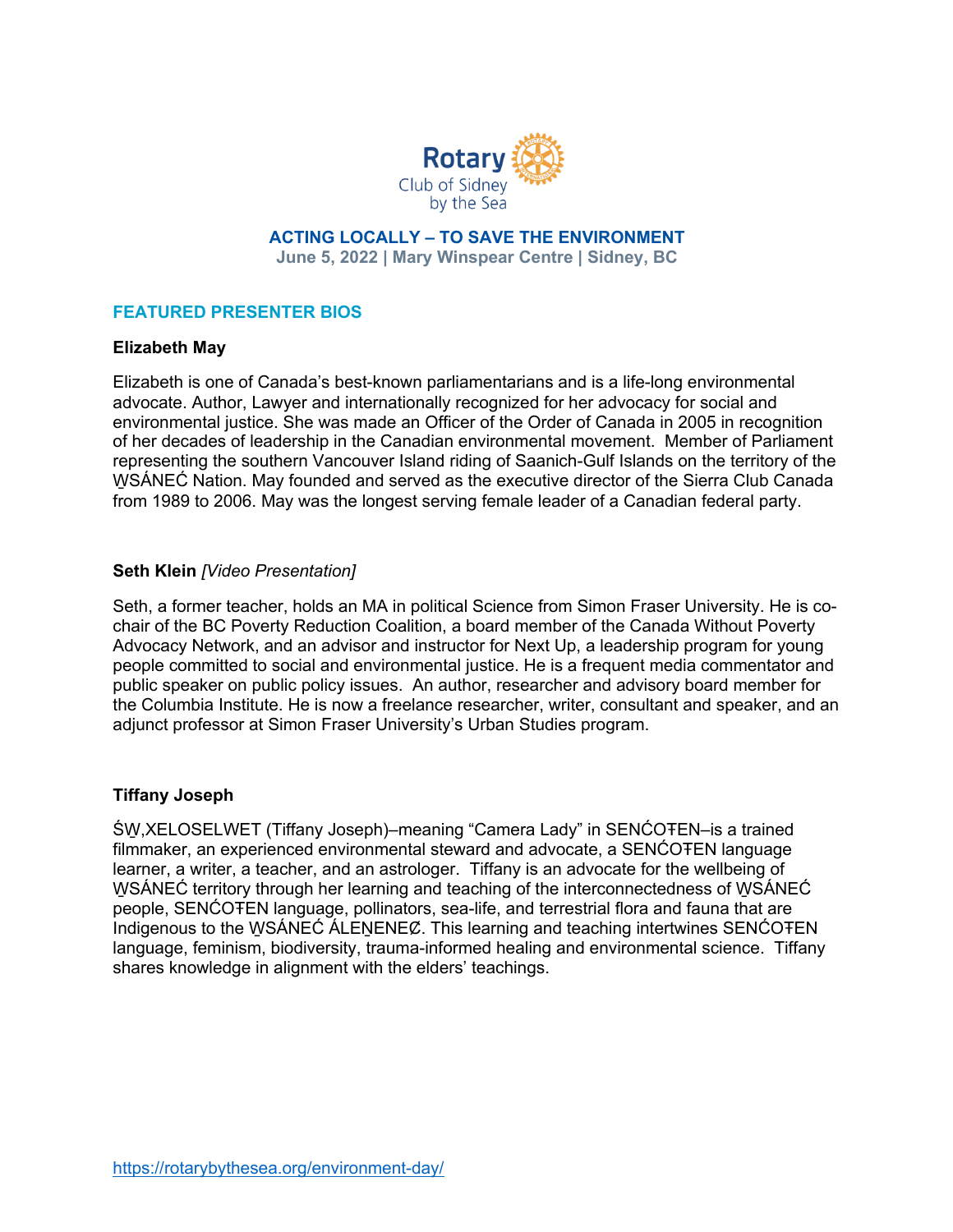Rotary
Club of Sidney
by the Sea

# ACTING LOCALLY – TO SAVE THE ENVIRONMENT

**June 5, 2022 | Mary Winspear Centre | Sidney, BC**

## FEATURED PRESENTER BIOS

### Elizabeth May

Elizabeth is one of Canada's best-known parliamentarians and is a life-long environmental advocate. Author, Lawyer and internationally recognized for her advocacy for social and environmental justice. She was made an Officer of the Order of Canada in 2005 in recognition of her decades of leadership in the Canadian environmental movement. Member of Parliament representing the southern Vancouver Island riding of Saanich-Gulf Islands on the territory of the W̱SÁNEĆ Nation. May founded and served as the executive director of the Sierra Club Canada from 1989 to 2006. May was the longest serving female leader of a Canadian federal party.

### Seth Klein *[Video Presentation]*

Seth, a former teacher, holds an MA in political Science from Simon Fraser University. He is co-chair of the BC Poverty Reduction Coalition, a board member of the Canada Without Poverty Advocacy Network, and an advisor and instructor for Next Up, a leadership program for young people committed to social and environmental justice. He is a frequent media commentator and public speaker on public policy issues. An author, researcher and advisory board member for the Columbia Institute. He is now a freelance researcher, writer, consultant and speaker, and an adjunct professor at Simon Fraser University's Urban Studies program.

### Tiffany Joseph

ŚW̱,XELOSELWET (Tiffany Joseph)–meaning "Camera Lady" in SENĆOŦEN–is a trained filmmaker, an experienced environmental steward and advocate, a SENĆOŦEN language learner, a writer, a teacher, and an astrologer. Tiffany is an advocate for the wellbeing of W̱SÁNEĆ territory through her learning and teaching of the interconnectedness of W̱SÁNEĆ people, SENĆOŦEN language, pollinators, sea-life, and terrestrial flora and fauna that are Indigenous to the W̱SÁNEĆ ÁLEṈENEȻ. This learning and teaching intertwines SENĆOŦEN language, feminism, biodiversity, trauma-informed healing and environmental science. Tiffany shares knowledge in alignment with the elders' teachings.

https://rotarybythesea.org/environment-day/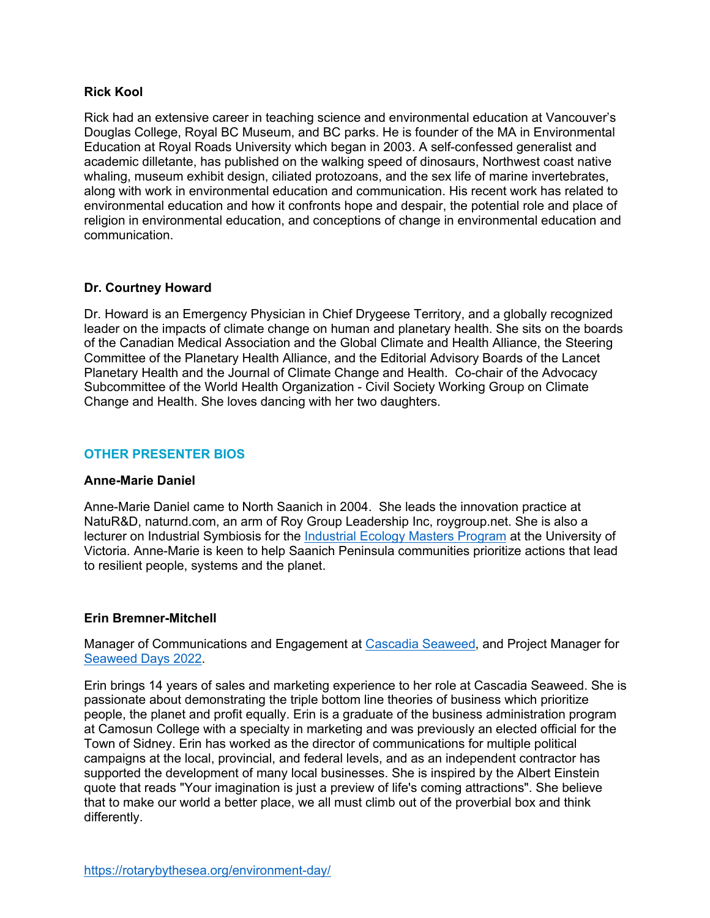**Rick Kool**

Rick had an extensive career in teaching science and environmental education at Vancouver's Douglas College, Royal BC Museum, and BC parks. He is founder of the MA in Environmental Education at Royal Roads University which began in 2003. A self-confessed generalist and academic dilletante, has published on the walking speed of dinosaurs, Northwest coast native whaling, museum exhibit design, ciliated protozoans, and the sex life of marine invertebrates, along with work in environmental education and communication. His recent work has related to environmental education and how it confronts hope and despair, the potential role and place of religion in environmental education, and conceptions of change in environmental education and communication.

**Dr. Courtney Howard**

Dr. Howard is an Emergency Physician in Chief Drygeese Territory, and a globally recognized leader on the impacts of climate change on human and planetary health. She sits on the boards of the Canadian Medical Association and the Global Climate and Health Alliance, the Steering Committee of the Planetary Health Alliance, and the Editorial Advisory Boards of the Lancet Planetary Health and the Journal of Climate Change and Health. Co-chair of the Advocacy Subcommittee of the World Health Organization - Civil Society Working Group on Climate Change and Health. She loves dancing with her two daughters.

## OTHER PRESENTER BIOS

**Anne-Marie Daniel**

Anne-Marie Daniel came to North Saanich in 2004. She leads the innovation practice at NatuR&D, naturnd.com, an arm of Roy Group Leadership Inc, roygroup.net. She is also a lecturer on Industrial Symbiosis for the [Industrial Ecology Masters Program]() at the University of Victoria. Anne-Marie is keen to help Saanich Peninsula communities prioritize actions that lead to resilient people, systems and the planet.

**Erin Bremner-Mitchell**

Manager of Communications and Engagement at [Cascadia Seaweed](), and Project Manager for [Seaweed Days 2022]().

Erin brings 14 years of sales and marketing experience to her role at Cascadia Seaweed. She is passionate about demonstrating the triple bottom line theories of business which prioritize people, the planet and profit equally. Erin is a graduate of the business administration program at Camosun College with a specialty in marketing and was previously an elected official for the Town of Sidney. Erin has worked as the director of communications for multiple political campaigns at the local, provincial, and federal levels, and as an independent contractor has supported the development of many local businesses. She is inspired by the Albert Einstein quote that reads "Your imagination is just a preview of life's coming attractions". She believe that to make our world a better place, we all must climb out of the proverbial box and think differently.

https://rotarybythesea.org/environment-day/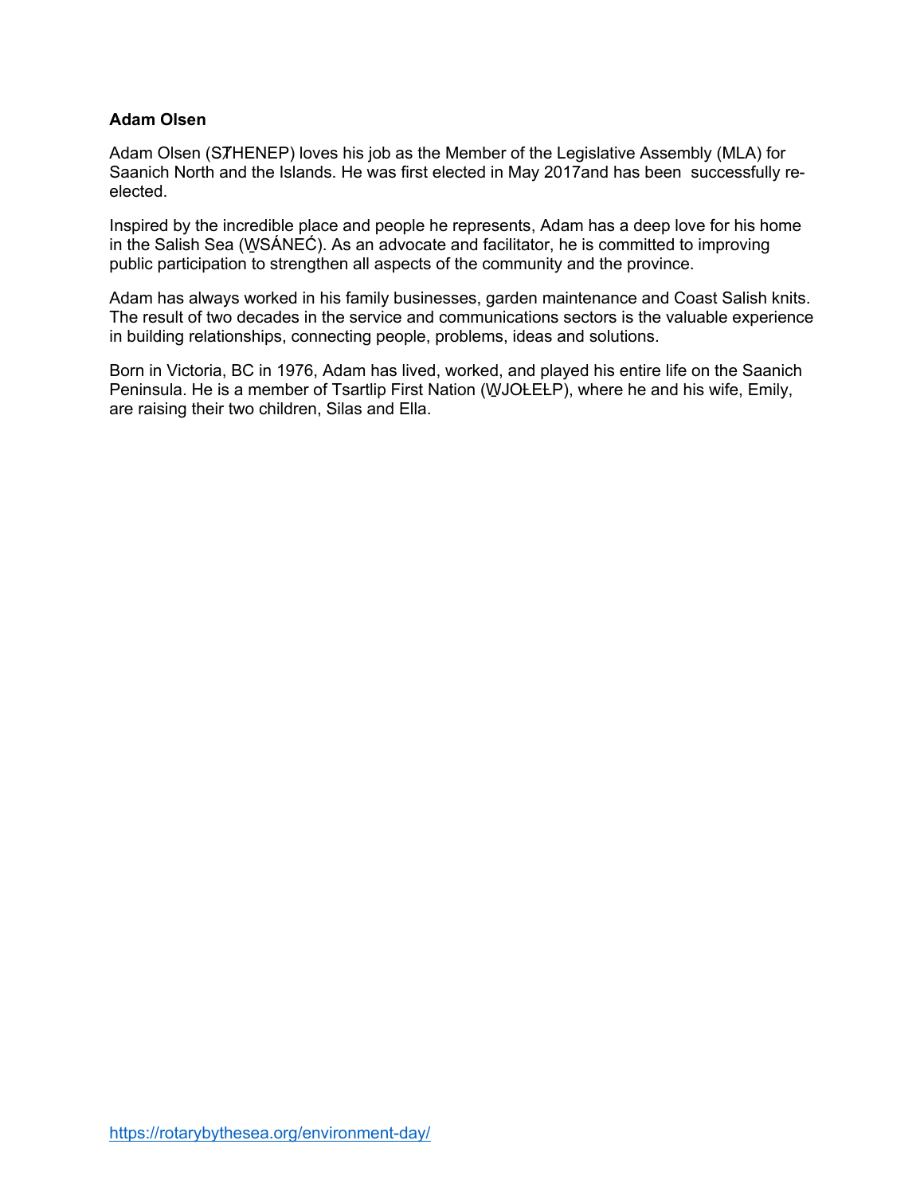**Adam Olsen**

Adam Olsen (SȾHENEP) loves his job as the Member of the Legislative Assembly (MLA) for Saanich North and the Islands. He was first elected in May 2017and has been  successfully re-elected.

Inspired by the incredible place and people he represents, Adam has a deep love for his home in the Salish Sea (W̱SÁNEĆ). As an advocate and facilitator, he is committed to improving public participation to strengthen all aspects of the community and the province.

Adam has always worked in his family businesses, garden maintenance and Coast Salish knits. The result of two decades in the service and communications sectors is the valuable experience in building relationships, connecting people, problems, ideas and solutions.

Born in Victoria, BC in 1976, Adam has lived, worked, and played his entire life on the Saanich Peninsula. He is a member of Tsartlip First Nation (W̱JOȽEȽP), where he and his wife, Emily, are raising their two children, Silas and Ella.

https://rotarybythesea.org/environment-day/